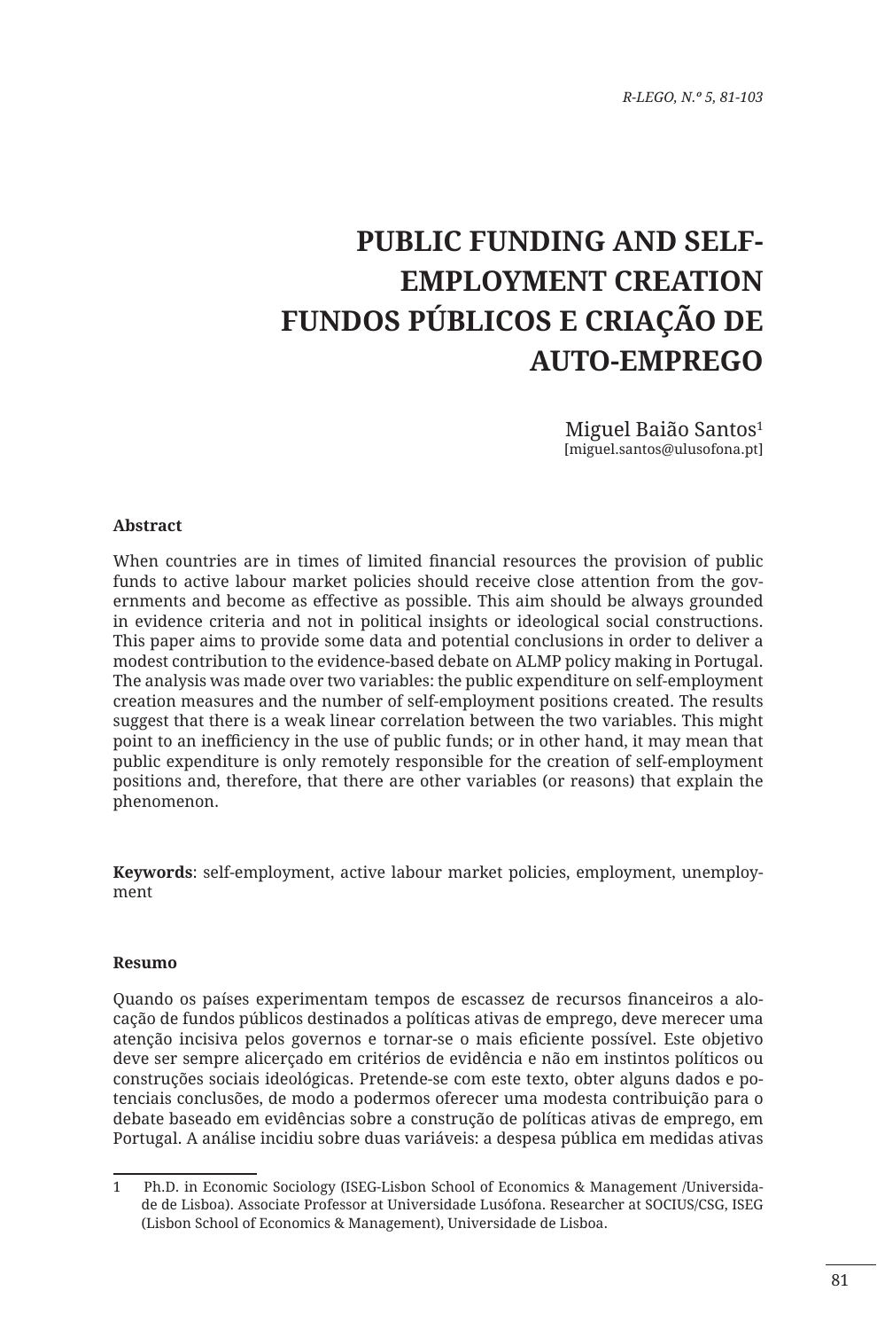# PUBLIC FUNDING AND SELF-EMPLOYMENT CREATION
# FUNDOS PÚBLICOS E CRIAÇÃO DE AUTO-EMPREGO

Miguel Baião Santos[1]
[miguel.santos@ulusofona.pt]

**Abstract**

When countries are in times of limited financial resources the provision of public funds to active labour market policies should receive close attention from the governments and become as effective as possible. This aim should be always grounded in evidence criteria and not in political insights or ideological social constructions. This paper aims to provide some data and potential conclusions in order to deliver a modest contribution to the evidence-based debate on ALMP policy making in Portugal. The analysis was made over two variables: the public expenditure on self-employment creation measures and the number of self-employment positions created. The results suggest that there is a weak linear correlation between the two variables. This might point to an inefficiency in the use of public funds; or in other hand, it may mean that public expenditure is only remotely responsible for the creation of self-employment positions and, therefore, that there are other variables (or reasons) that explain the phenomenon.

**Keywords**: self-employment, active labour market policies, employment, unemployment

**Resumo**

Quando os países experimentam tempos de escassez de recursos financeiros a alocação de fundos públicos destinados a políticas ativas de emprego, deve merecer uma atenção incisiva pelos governos e tornar-se o mais eficiente possível. Este objetivo deve ser sempre alicerçado em critérios de evidência e não em instintos políticos ou construções sociais ideológicas. Pretende-se com este texto, obter alguns dados e potenciais conclusões, de modo a podermos oferecer uma modesta contribuição para o debate baseado em evidências sobre a construção de políticas ativas de emprego, em Portugal. A análise incidiu sobre duas variáveis: a despesa pública em medidas ativas

---

[1] Ph.D. in Economic Sociology (ISEG-Lisbon School of Economics & Management /Universidade de Lisboa). Associate Professor at Universidade Lusófona. Researcher at SOCIUS/CSG, ISEG (Lisbon School of Economics & Management), Universidade de Lisboa.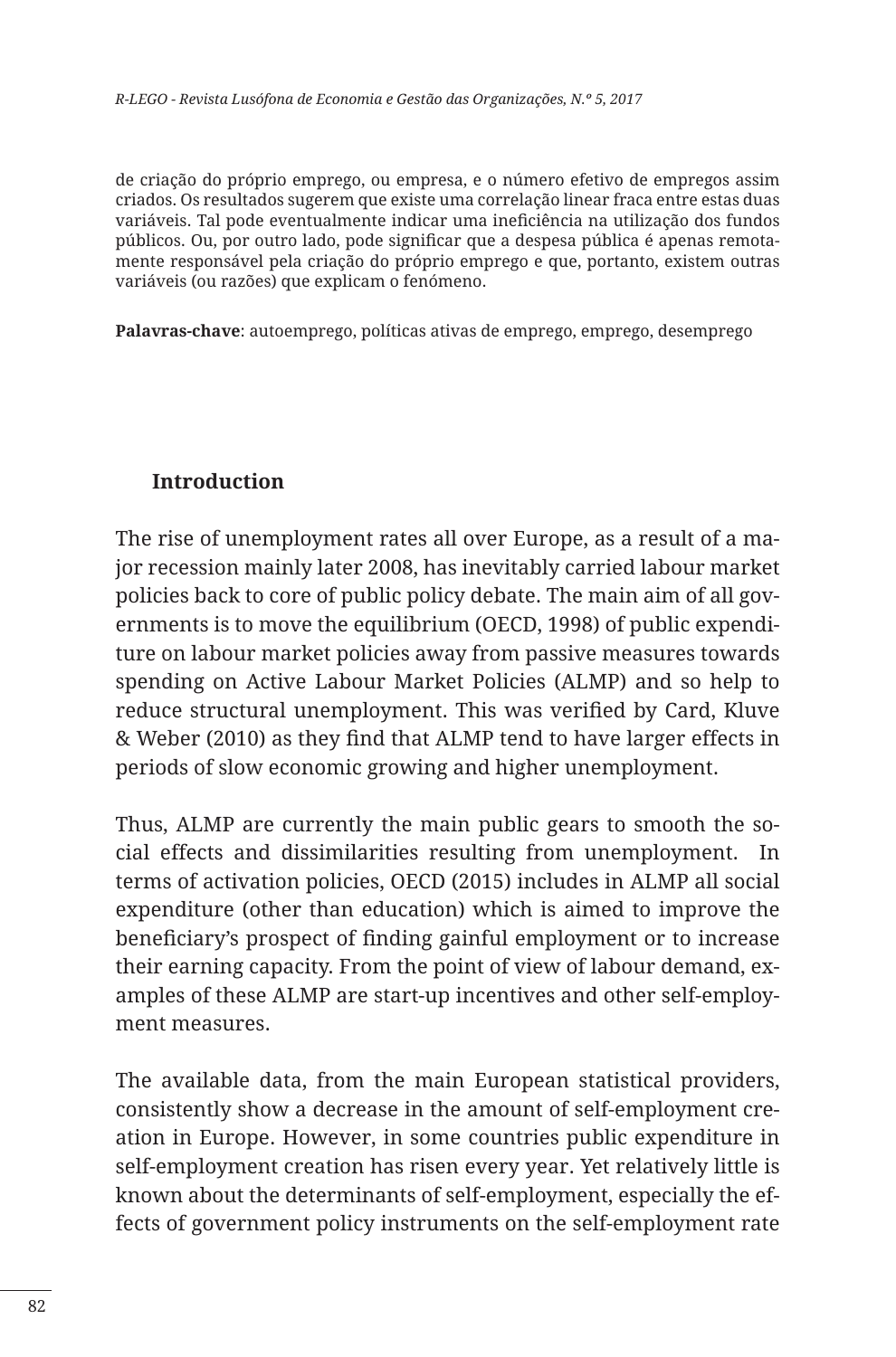de criação do próprio emprego, ou empresa, e o número efetivo de empregos assim criados. Os resultados sugerem que existe uma correlação linear fraca entre estas duas variáveis. Tal pode eventualmente indicar uma ineficiência na utilização dos fundos públicos. Ou, por outro lado, pode significar que a despesa pública é apenas remotamente responsável pela criação do próprio emprego e que, portanto, existem outras variáveis (ou razões) que explicam o fenómeno.

**Palavras-chave**: autoemprego, políticas ativas de emprego, emprego, desemprego

## Introduction

The rise of unemployment rates all over Europe, as a result of a major recession mainly later 2008, has inevitably carried labour market policies back to core of public policy debate. The main aim of all governments is to move the equilibrium (OECD, 1998) of public expenditure on labour market policies away from passive measures towards spending on Active Labour Market Policies (ALMP) and so help to reduce structural unemployment. This was verified by Card, Kluve & Weber (2010) as they find that ALMP tend to have larger effects in periods of slow economic growing and higher unemployment.

Thus, ALMP are currently the main public gears to smooth the social effects and dissimilarities resulting from unemployment. In terms of activation policies, OECD (2015) includes in ALMP all social expenditure (other than education) which is aimed to improve the beneficiary's prospect of finding gainful employment or to increase their earning capacity. From the point of view of labour demand, examples of these ALMP are start-up incentives and other self-employment measures.

The available data, from the main European statistical providers, consistently show a decrease in the amount of self-employment creation in Europe. However, in some countries public expenditure in self-employment creation has risen every year. Yet relatively little is known about the determinants of self-employment, especially the effects of government policy instruments on the self-employment rate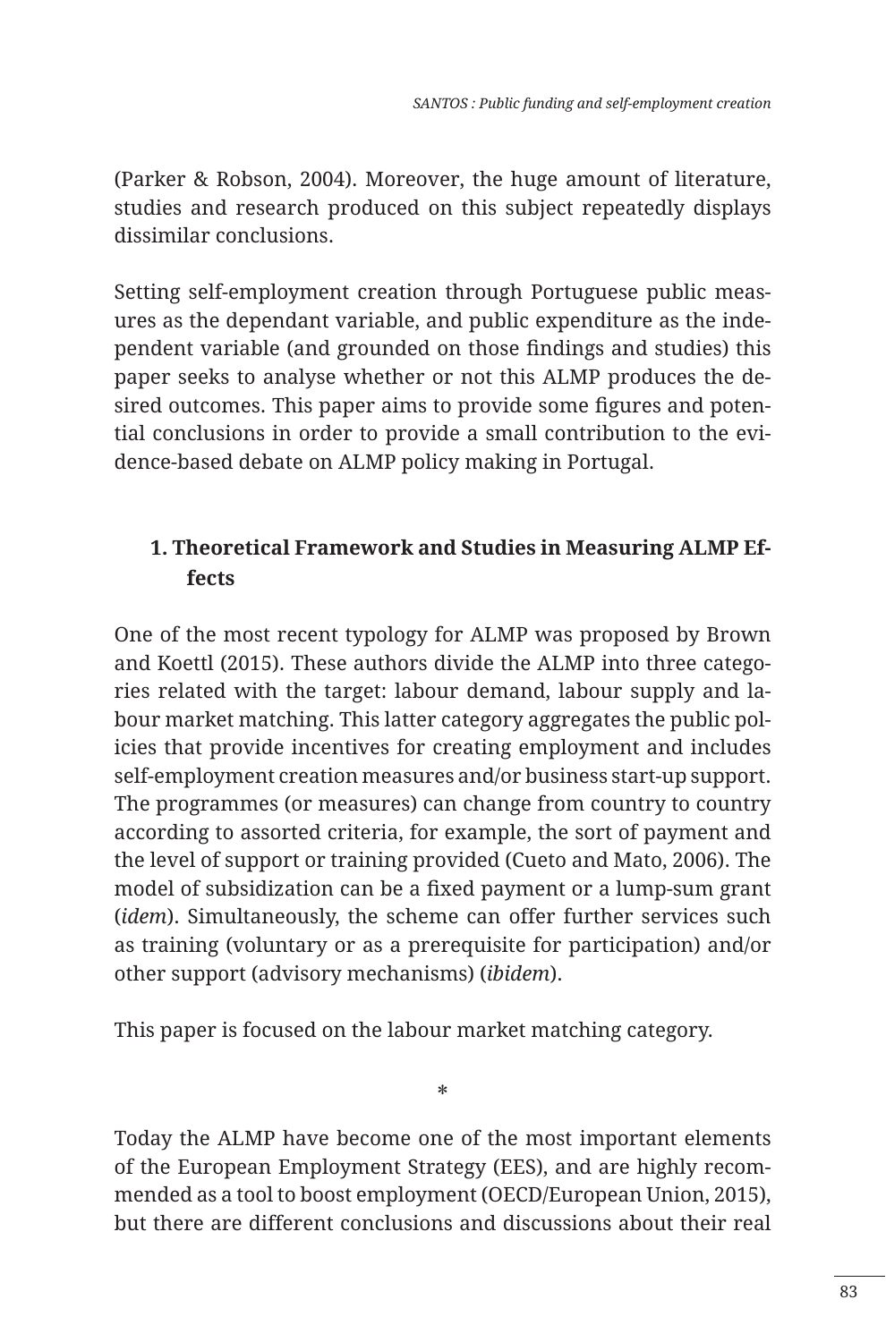(Parker & Robson, 2004). Moreover, the huge amount of literature, studies and research produced on this subject repeatedly displays dissimilar conclusions.

Setting self-employment creation through Portuguese public measures as the dependant variable, and public expenditure as the independent variable (and grounded on those findings and studies) this paper seeks to analyse whether or not this ALMP produces the desired outcomes. This paper aims to provide some figures and potential conclusions in order to provide a small contribution to the evidence-based debate on ALMP policy making in Portugal.

## 1. Theoretical Framework and Studies in Measuring ALMP Effects

One of the most recent typology for ALMP was proposed by Brown and Koettl (2015). These authors divide the ALMP into three categories related with the target: labour demand, labour supply and labour market matching. This latter category aggregates the public policies that provide incentives for creating employment and includes self-employment creation measures and/or business start-up support. The programmes (or measures) can change from country to country according to assorted criteria, for example, the sort of payment and the level of support or training provided (Cueto and Mato, 2006). The model of subsidization can be a fixed payment or a lump-sum grant (*idem*). Simultaneously, the scheme can offer further services such as training (voluntary or as a prerequisite for participation) and/or other support (advisory mechanisms) (*ibidem*).

This paper is focused on the labour market matching category.

*

Today the ALMP have become one of the most important elements of the European Employment Strategy (EES), and are highly recommended as a tool to boost employment (OECD/European Union, 2015), but there are different conclusions and discussions about their real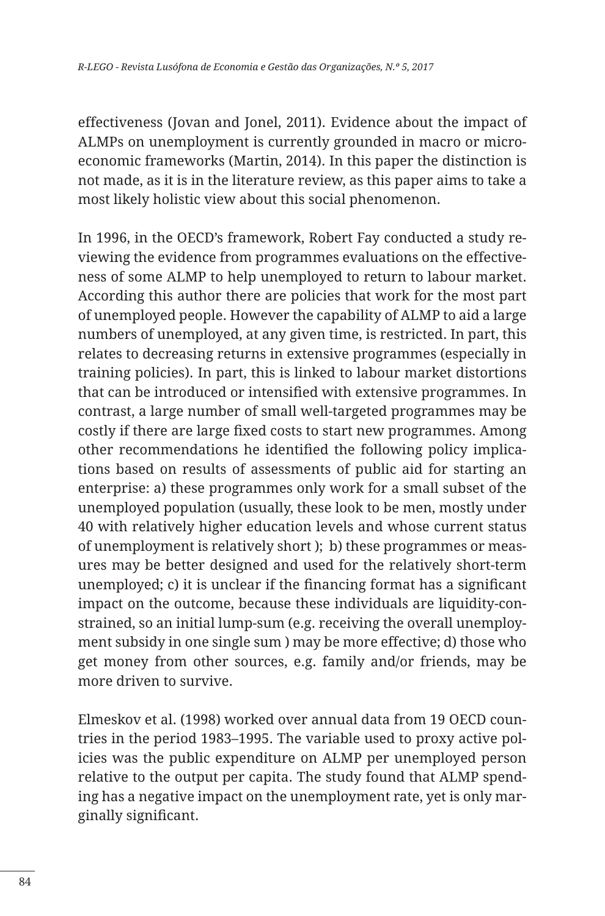effectiveness (Jovan and Jonel, 2011). Evidence about the impact of ALMPs on unemployment is currently grounded in macro or micro-economic frameworks (Martin, 2014). In this paper the distinction is not made, as it is in the literature review, as this paper aims to take a most likely holistic view about this social phenomenon.

In 1996, in the OECD's framework, Robert Fay conducted a study reviewing the evidence from programmes evaluations on the effectiveness of some ALMP to help unemployed to return to labour market. According this author there are policies that work for the most part of unemployed people. However the capability of ALMP to aid a large numbers of unemployed, at any given time, is restricted. In part, this relates to decreasing returns in extensive programmes (especially in training policies). In part, this is linked to labour market distortions that can be introduced or intensified with extensive programmes. In contrast, a large number of small well-targeted programmes may be costly if there are large fixed costs to start new programmes. Among other recommendations he identified the following policy implications based on results of assessments of public aid for starting an enterprise: a) these programmes only work for a small subset of the unemployed population (usually, these look to be men, mostly under 40 with relatively higher education levels and whose current status of unemployment is relatively short ); b) these programmes or measures may be better designed and used for the relatively short-term unemployed; c) it is unclear if the financing format has a significant impact on the outcome, because these individuals are liquidity-constrained, so an initial lump-sum (e.g. receiving the overall unemployment subsidy in one single sum ) may be more effective; d) those who get money from other sources, e.g. family and/or friends, may be more driven to survive.

Elmeskov et al. (1998) worked over annual data from 19 OECD countries in the period 1983–1995. The variable used to proxy active policies was the public expenditure on ALMP per unemployed person relative to the output per capita. The study found that ALMP spending has a negative impact on the unemployment rate, yet is only marginally significant.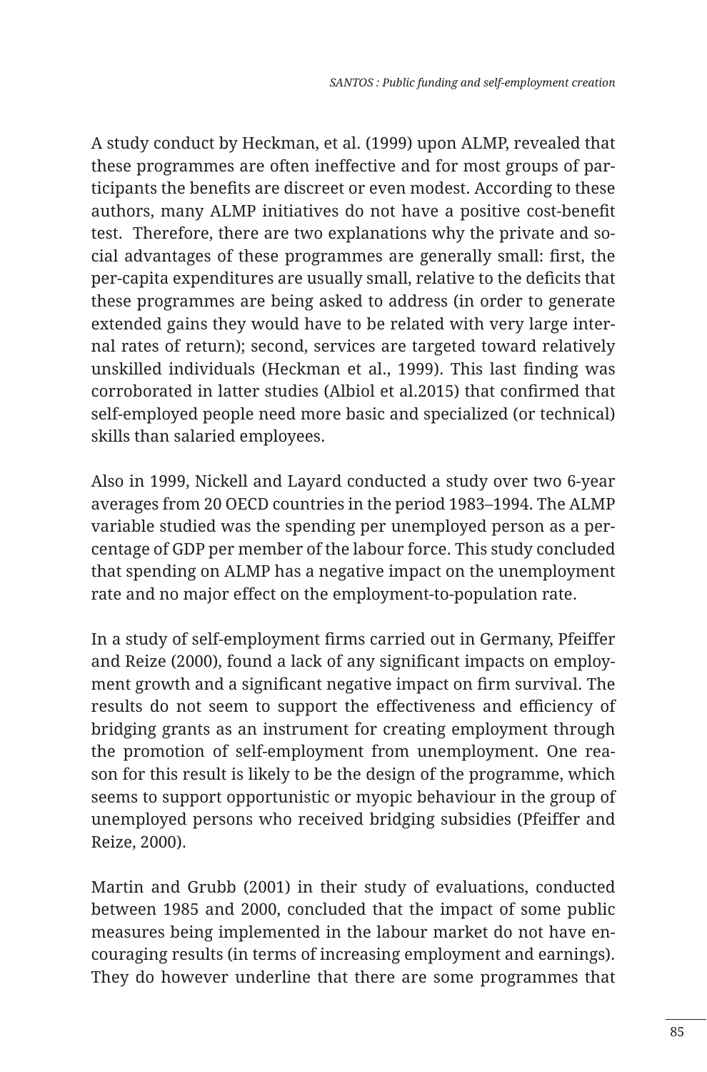A study conduct by Heckman, et al. (1999) upon ALMP, revealed that these programmes are often ineffective and for most groups of participants the benefits are discreet or even modest. According to these authors, many ALMP initiatives do not have a positive cost-benefit test. Therefore, there are two explanations why the private and social advantages of these programmes are generally small: first, the per-capita expenditures are usually small, relative to the deficits that these programmes are being asked to address (in order to generate extended gains they would have to be related with very large internal rates of return); second, services are targeted toward relatively unskilled individuals (Heckman et al., 1999). This last finding was corroborated in latter studies (Albiol et al.2015) that confirmed that self-employed people need more basic and specialized (or technical) skills than salaried employees.

Also in 1999, Nickell and Layard conducted a study over two 6-year averages from 20 OECD countries in the period 1983–1994. The ALMP variable studied was the spending per unemployed person as a percentage of GDP per member of the labour force. This study concluded that spending on ALMP has a negative impact on the unemployment rate and no major effect on the employment-to-population rate.

In a study of self-employment firms carried out in Germany, Pfeiffer and Reize (2000), found a lack of any significant impacts on employment growth and a significant negative impact on firm survival. The results do not seem to support the effectiveness and efficiency of bridging grants as an instrument for creating employment through the promotion of self-employment from unemployment. One reason for this result is likely to be the design of the programme, which seems to support opportunistic or myopic behaviour in the group of unemployed persons who received bridging subsidies (Pfeiffer and Reize, 2000).

Martin and Grubb (2001) in their study of evaluations, conducted between 1985 and 2000, concluded that the impact of some public measures being implemented in the labour market do not have encouraging results (in terms of increasing employment and earnings). They do however underline that there are some programmes that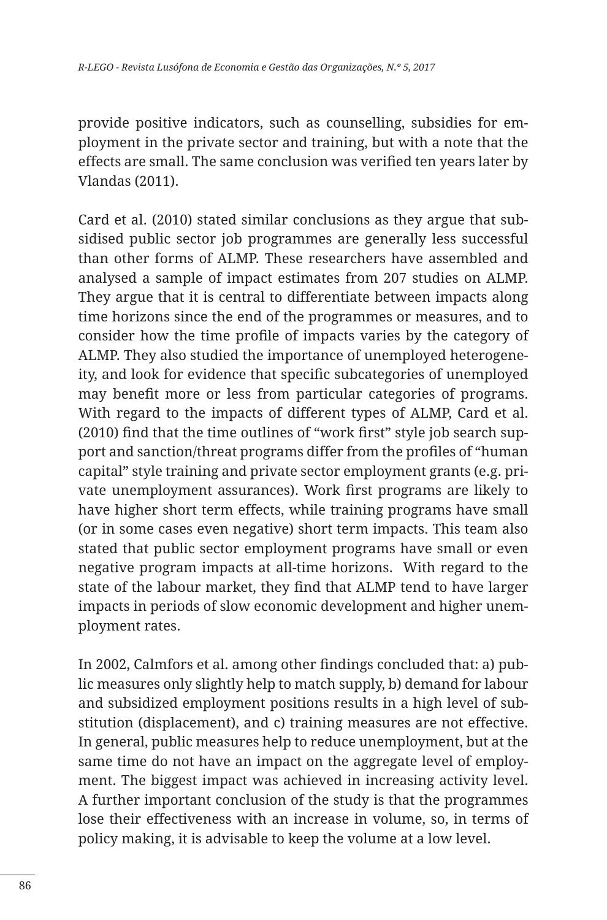provide positive indicators, such as counselling, subsidies for employment in the private sector and training, but with a note that the effects are small. The same conclusion was verified ten years later by Vlandas (2011).

Card et al. (2010) stated similar conclusions as they argue that subsidised public sector job programmes are generally less successful than other forms of ALMP. These researchers have assembled and analysed a sample of impact estimates from 207 studies on ALMP. They argue that it is central to differentiate between impacts along time horizons since the end of the programmes or measures, and to consider how the time profile of impacts varies by the category of ALMP. They also studied the importance of unemployed heterogeneity, and look for evidence that specific subcategories of unemployed may benefit more or less from particular categories of programs. With regard to the impacts of different types of ALMP, Card et al. (2010) find that the time outlines of "work first" style job search support and sanction/threat programs differ from the profiles of "human capital" style training and private sector employment grants (e.g. private unemployment assurances). Work first programs are likely to have higher short term effects, while training programs have small (or in some cases even negative) short term impacts. This team also stated that public sector employment programs have small or even negative program impacts at all-time horizons. With regard to the state of the labour market, they find that ALMP tend to have larger impacts in periods of slow economic development and higher unemployment rates.

In 2002, Calmfors et al. among other findings concluded that: a) public measures only slightly help to match supply, b) demand for labour and subsidized employment positions results in a high level of substitution (displacement), and c) training measures are not effective. In general, public measures help to reduce unemployment, but at the same time do not have an impact on the aggregate level of employment. The biggest impact was achieved in increasing activity level. A further important conclusion of the study is that the programmes lose their effectiveness with an increase in volume, so, in terms of policy making, it is advisable to keep the volume at a low level.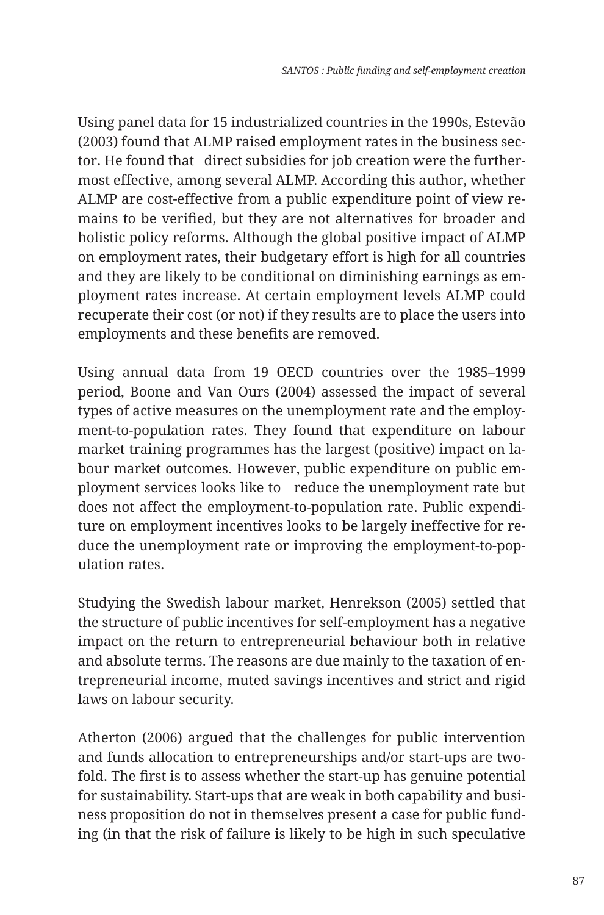Using panel data for 15 industrialized countries in the 1990s, Estevão (2003) found that ALMP raised employment rates in the business sector. He found that direct subsidies for job creation were the furthermost effective, among several ALMP. According this author, whether ALMP are cost-effective from a public expenditure point of view remains to be verified, but they are not alternatives for broader and holistic policy reforms. Although the global positive impact of ALMP on employment rates, their budgetary effort is high for all countries and they are likely to be conditional on diminishing earnings as employment rates increase. At certain employment levels ALMP could recuperate their cost (or not) if they results are to place the users into employments and these benefits are removed.

Using annual data from 19 OECD countries over the 1985–1999 period, Boone and Van Ours (2004) assessed the impact of several types of active measures on the unemployment rate and the employment-to-population rates. They found that expenditure on labour market training programmes has the largest (positive) impact on labour market outcomes. However, public expenditure on public employment services looks like to reduce the unemployment rate but does not affect the employment-to-population rate. Public expenditure on employment incentives looks to be largely ineffective for reduce the unemployment rate or improving the employment-to-population rates.

Studying the Swedish labour market, Henrekson (2005) settled that the structure of public incentives for self-employment has a negative impact on the return to entrepreneurial behaviour both in relative and absolute terms. The reasons are due mainly to the taxation of entrepreneurial income, muted savings incentives and strict and rigid laws on labour security.

Atherton (2006) argued that the challenges for public intervention and funds allocation to entrepreneurships and/or start-ups are twofold. The first is to assess whether the start-up has genuine potential for sustainability. Start-ups that are weak in both capability and business proposition do not in themselves present a case for public funding (in that the risk of failure is likely to be high in such speculative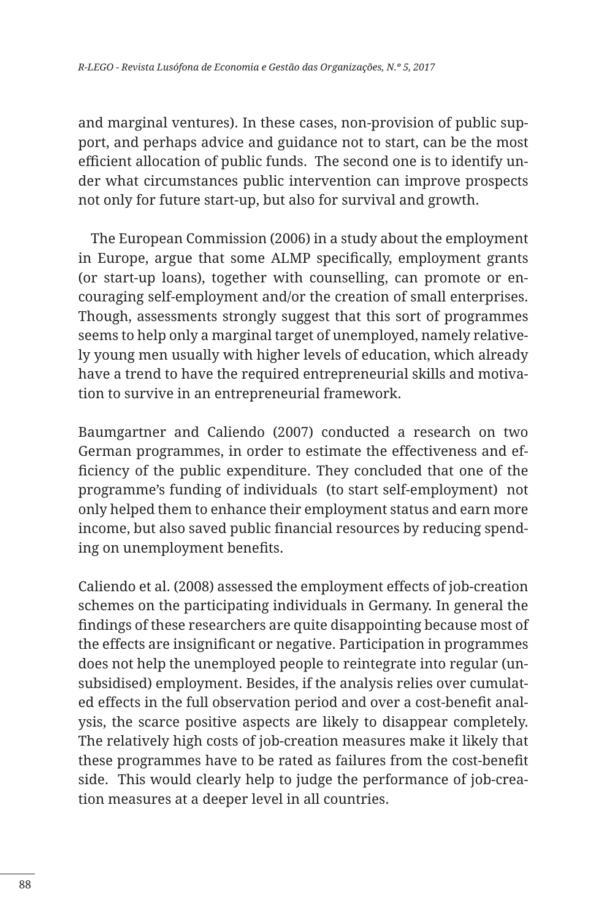and marginal ventures). In these cases, non-provision of public support, and perhaps advice and guidance not to start, can be the most efficient allocation of public funds.  The second one is to identify under what circumstances public intervention can improve prospects not only for future start-up, but also for survival and growth.

The European Commission (2006) in a study about the employment in Europe, argue that some ALMP specifically, employment grants (or start-up loans), together with counselling, can promote or encouraging self-employment and/or the creation of small enterprises. Though, assessments strongly suggest that this sort of programmes seems to help only a marginal target of unemployed, namely relatively young men usually with higher levels of education, which already have a trend to have the required entrepreneurial skills and motivation to survive in an entrepreneurial framework.

Baumgartner and Caliendo (2007) conducted a research on two German programmes, in order to estimate the effectiveness and efficiency of the public expenditure. They concluded that one of the programme's funding of individuals  (to start self-employment)  not only helped them to enhance their employment status and earn more income, but also saved public financial resources by reducing spending on unemployment benefits.

Caliendo et al. (2008) assessed the employment effects of job-creation schemes on the participating individuals in Germany. In general the findings of these researchers are quite disappointing because most of the effects are insignificant or negative. Participation in programmes does not help the unemployed people to reintegrate into regular (unsubsidised) employment. Besides, if the analysis relies over cumulated effects in the full observation period and over a cost-benefit analysis, the scarce positive aspects are likely to disappear completely. The relatively high costs of job-creation measures make it likely that these programmes have to be rated as failures from the cost-benefit side.  This would clearly help to judge the performance of job-creation measures at a deeper level in all countries.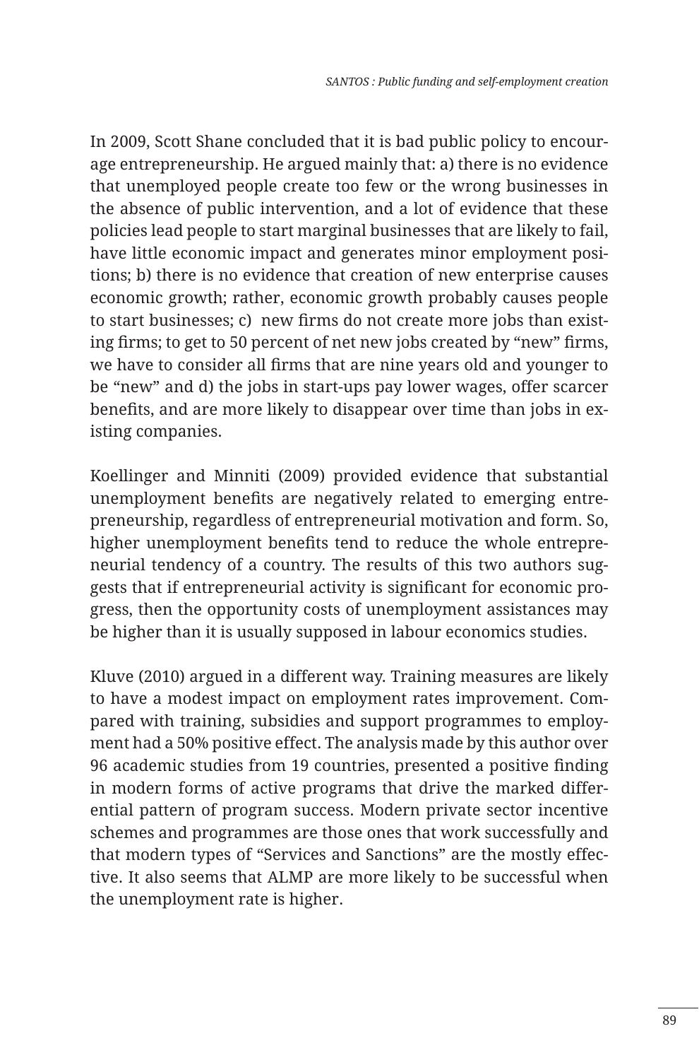In 2009, Scott Shane concluded that it is bad public policy to encourage entrepreneurship. He argued mainly that: a) there is no evidence that unemployed people create too few or the wrong businesses in the absence of public intervention, and a lot of evidence that these policies lead people to start marginal businesses that are likely to fail, have little economic impact and generates minor employment positions; b) there is no evidence that creation of new enterprise causes economic growth; rather, economic growth probably causes people to start businesses; c)  new firms do not create more jobs than existing firms; to get to 50 percent of net new jobs created by "new" firms, we have to consider all firms that are nine years old and younger to be "new" and d) the jobs in start-ups pay lower wages, offer scarcer benefits, and are more likely to disappear over time than jobs in existing companies.

Koellinger and Minniti (2009) provided evidence that substantial unemployment benefits are negatively related to emerging entrepreneurship, regardless of entrepreneurial motivation and form. So, higher unemployment benefits tend to reduce the whole entrepreneurial tendency of a country. The results of this two authors suggests that if entrepreneurial activity is significant for economic progress, then the opportunity costs of unemployment assistances may be higher than it is usually supposed in labour economics studies.

Kluve (2010) argued in a different way. Training measures are likely to have a modest impact on employment rates improvement. Compared with training, subsidies and support programmes to employment had a 50% positive effect. The analysis made by this author over 96 academic studies from 19 countries, presented a positive finding in modern forms of active programs that drive the marked differential pattern of program success. Modern private sector incentive schemes and programmes are those ones that work successfully and that modern types of "Services and Sanctions" are the mostly effective. It also seems that ALMP are more likely to be successful when the unemployment rate is higher.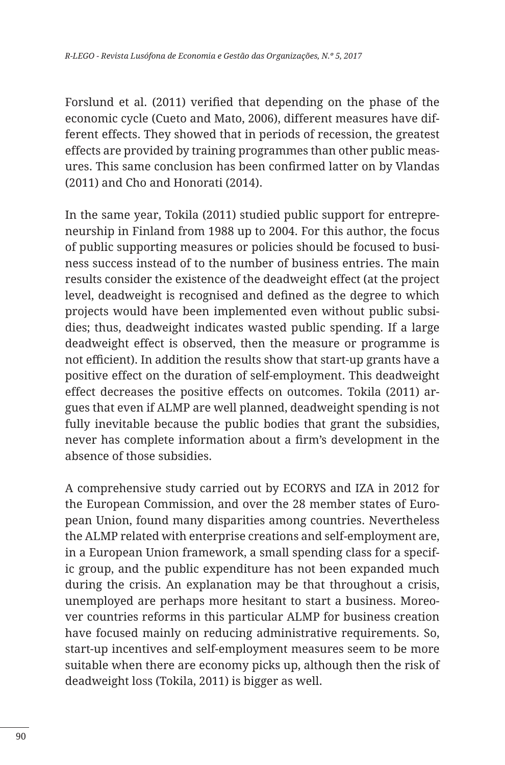Forslund et al. (2011) verified that depending on the phase of the economic cycle (Cueto and Mato, 2006), different measures have different effects. They showed that in periods of recession, the greatest effects are provided by training programmes than other public measures. This same conclusion has been confirmed latter on by Vlandas (2011) and Cho and Honorati (2014).

In the same year, Tokila (2011) studied public support for entrepreneurship in Finland from 1988 up to 2004. For this author, the focus of public supporting measures or policies should be focused to business success instead of to the number of business entries. The main results consider the existence of the deadweight effect (at the project level, deadweight is recognised and defined as the degree to which projects would have been implemented even without public subsidies; thus, deadweight indicates wasted public spending. If a large deadweight effect is observed, then the measure or programme is not efficient). In addition the results show that start-up grants have a positive effect on the duration of self-employment. This deadweight effect decreases the positive effects on outcomes. Tokila (2011) argues that even if ALMP are well planned, deadweight spending is not fully inevitable because the public bodies that grant the subsidies, never has complete information about a firm's development in the absence of those subsidies.

A comprehensive study carried out by ECORYS and IZA in 2012 for the European Commission, and over the 28 member states of European Union, found many disparities among countries. Nevertheless the ALMP related with enterprise creations and self-employment are, in a European Union framework, a small spending class for a specific group, and the public expenditure has not been expanded much during the crisis. An explanation may be that throughout a crisis, unemployed are perhaps more hesitant to start a business. Moreover countries reforms in this particular ALMP for business creation have focused mainly on reducing administrative requirements. So, start-up incentives and self-employment measures seem to be more suitable when there are economy picks up, although then the risk of deadweight loss (Tokila, 2011) is bigger as well.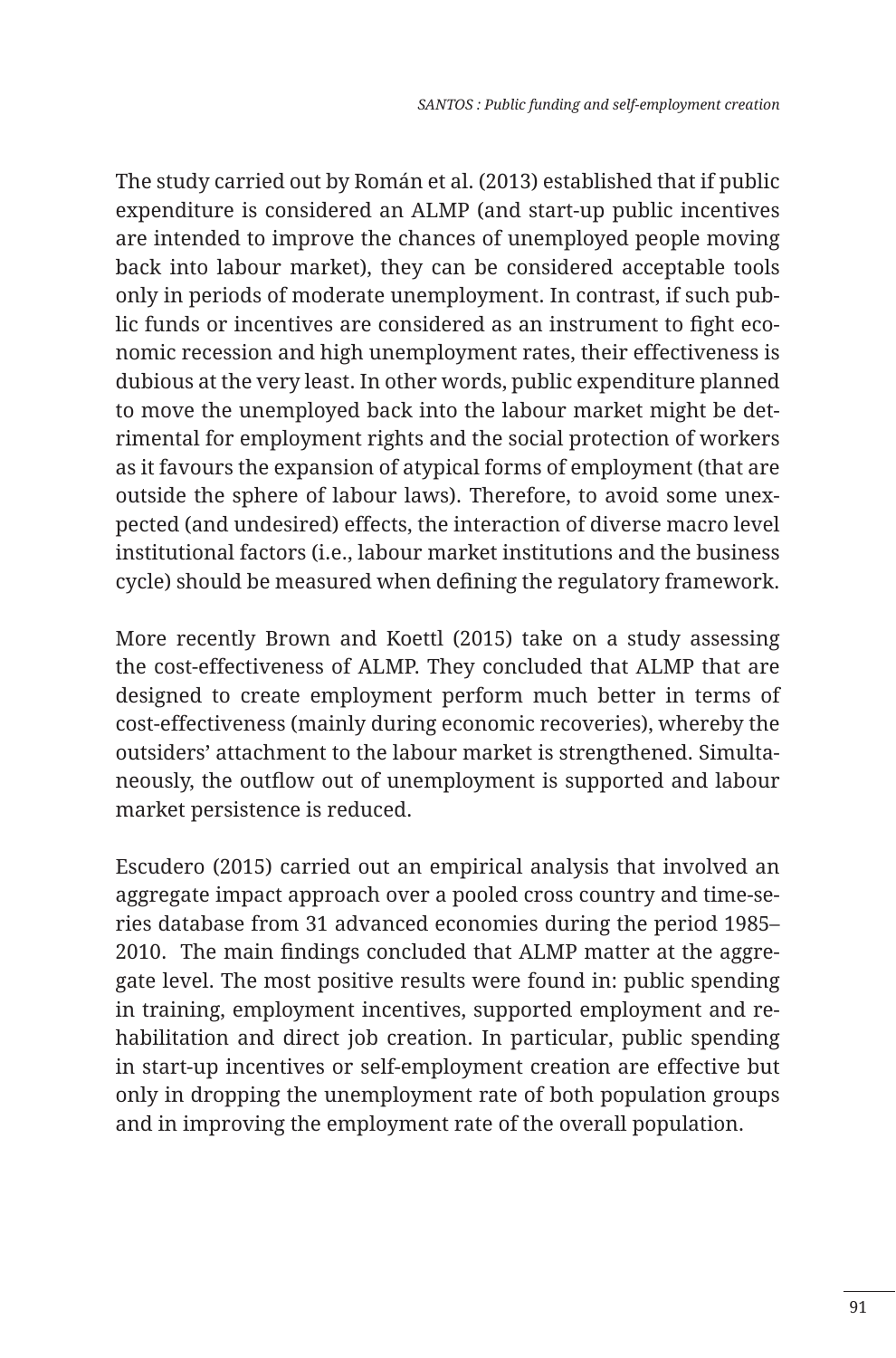The study carried out by Román et al. (2013) established that if public expenditure is considered an ALMP (and start-up public incentives are intended to improve the chances of unemployed people moving back into labour market), they can be considered acceptable tools only in periods of moderate unemployment. In contrast, if such public funds or incentives are considered as an instrument to fight economic recession and high unemployment rates, their effectiveness is dubious at the very least. In other words, public expenditure planned to move the unemployed back into the labour market might be detrimental for employment rights and the social protection of workers as it favours the expansion of atypical forms of employment (that are outside the sphere of labour laws). Therefore, to avoid some unexpected (and undesired) effects, the interaction of diverse macro level institutional factors (i.e., labour market institutions and the business cycle) should be measured when defining the regulatory framework.

More recently Brown and Koettl (2015) take on a study assessing the cost-effectiveness of ALMP. They concluded that ALMP that are designed to create employment perform much better in terms of cost-effectiveness (mainly during economic recoveries), whereby the outsiders' attachment to the labour market is strengthened. Simultaneously, the outflow out of unemployment is supported and labour market persistence is reduced.

Escudero (2015) carried out an empirical analysis that involved an aggregate impact approach over a pooled cross country and time-series database from 31 advanced economies during the period 1985–2010. The main findings concluded that ALMP matter at the aggregate level. The most positive results were found in: public spending in training, employment incentives, supported employment and rehabilitation and direct job creation. In particular, public spending in start-up incentives or self-employment creation are effective but only in dropping the unemployment rate of both population groups and in improving the employment rate of the overall population.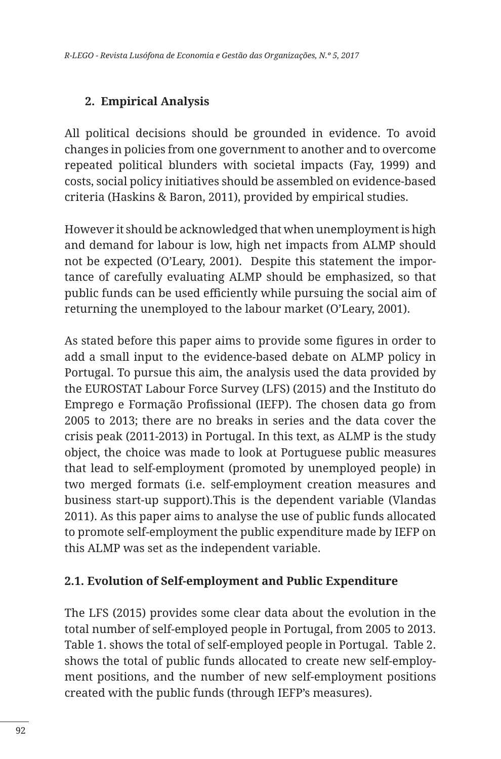## 2. Empirical Analysis

All political decisions should be grounded in evidence. To avoid changes in policies from one government to another and to overcome repeated political blunders with societal impacts (Fay, 1999) and costs, social policy initiatives should be assembled on evidence-based criteria (Haskins & Baron, 2011), provided by empirical studies.

However it should be acknowledged that when unemployment is high and demand for labour is low, high net impacts from ALMP should not be expected (O'Leary, 2001). Despite this statement the importance of carefully evaluating ALMP should be emphasized, so that public funds can be used efficiently while pursuing the social aim of returning the unemployed to the labour market (O'Leary, 2001).

As stated before this paper aims to provide some figures in order to add a small input to the evidence-based debate on ALMP policy in Portugal. To pursue this aim, the analysis used the data provided by the EUROSTAT Labour Force Survey (LFS) (2015) and the Instituto do Emprego e Formação Profissional (IEFP). The chosen data go from 2005 to 2013; there are no breaks in series and the data cover the crisis peak (2011-2013) in Portugal. In this text, as ALMP is the study object, the choice was made to look at Portuguese public measures that lead to self-employment (promoted by unemployed people) in two merged formats (i.e. self-employment creation measures and business start-up support).This is the dependent variable (Vlandas 2011). As this paper aims to analyse the use of public funds allocated to promote self-employment the public expenditure made by IEFP on this ALMP was set as the independent variable.

### 2.1. Evolution of Self-employment and Public Expenditure

The LFS (2015) provides some clear data about the evolution in the total number of self-employed people in Portugal, from 2005 to 2013. Table 1. shows the total of self-employed people in Portugal. Table 2. shows the total of public funds allocated to create new self-employment positions, and the number of new self-employment positions created with the public funds (through IEFP's measures).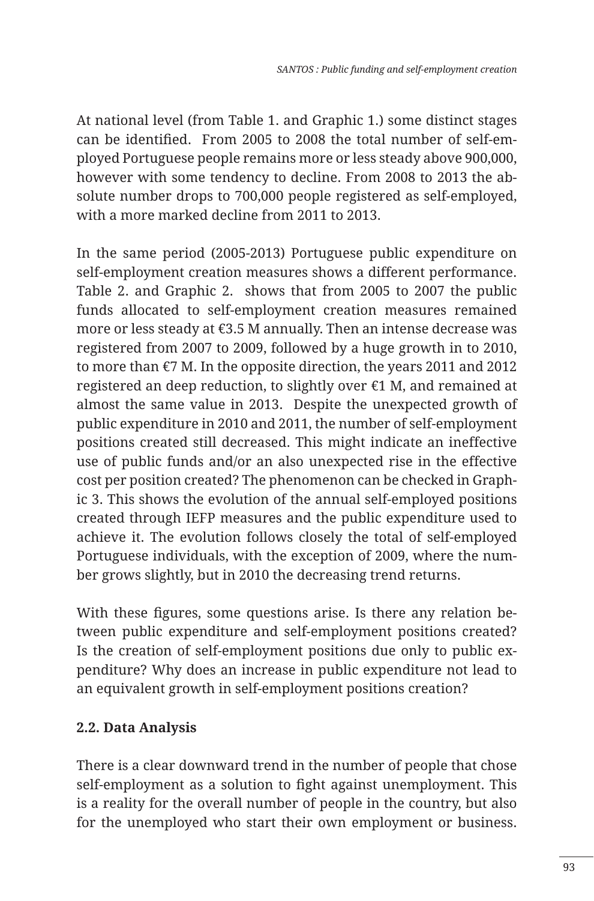At national level (from Table 1. and Graphic 1.) some distinct stages can be identified. From 2005 to 2008 the total number of self-employed Portuguese people remains more or less steady above 900,000, however with some tendency to decline. From 2008 to 2013 the absolute number drops to 700,000 people registered as self-employed, with a more marked decline from 2011 to 2013.

In the same period (2005-2013) Portuguese public expenditure on self-employment creation measures shows a different performance. Table 2. and Graphic 2. shows that from 2005 to 2007 the public funds allocated to self-employment creation measures remained more or less steady at €3.5 M annually. Then an intense decrease was registered from 2007 to 2009, followed by a huge growth in to 2010, to more than €7 M. In the opposite direction, the years 2011 and 2012 registered an deep reduction, to slightly over €1 M, and remained at almost the same value in 2013. Despite the unexpected growth of public expenditure in 2010 and 2011, the number of self-employment positions created still decreased. This might indicate an ineffective use of public funds and/or an also unexpected rise in the effective cost per position created? The phenomenon can be checked in Graphic 3. This shows the evolution of the annual self-employed positions created through IEFP measures and the public expenditure used to achieve it. The evolution follows closely the total of self-employed Portuguese individuals, with the exception of 2009, where the number grows slightly, but in 2010 the decreasing trend returns.

With these figures, some questions arise. Is there any relation between public expenditure and self-employment positions created? Is the creation of self-employment positions due only to public expenditure? Why does an increase in public expenditure not lead to an equivalent growth in self-employment positions creation?

### 2.2. Data Analysis

There is a clear downward trend in the number of people that chose self-employment as a solution to fight against unemployment. This is a reality for the overall number of people in the country, but also for the unemployed who start their own employment or business.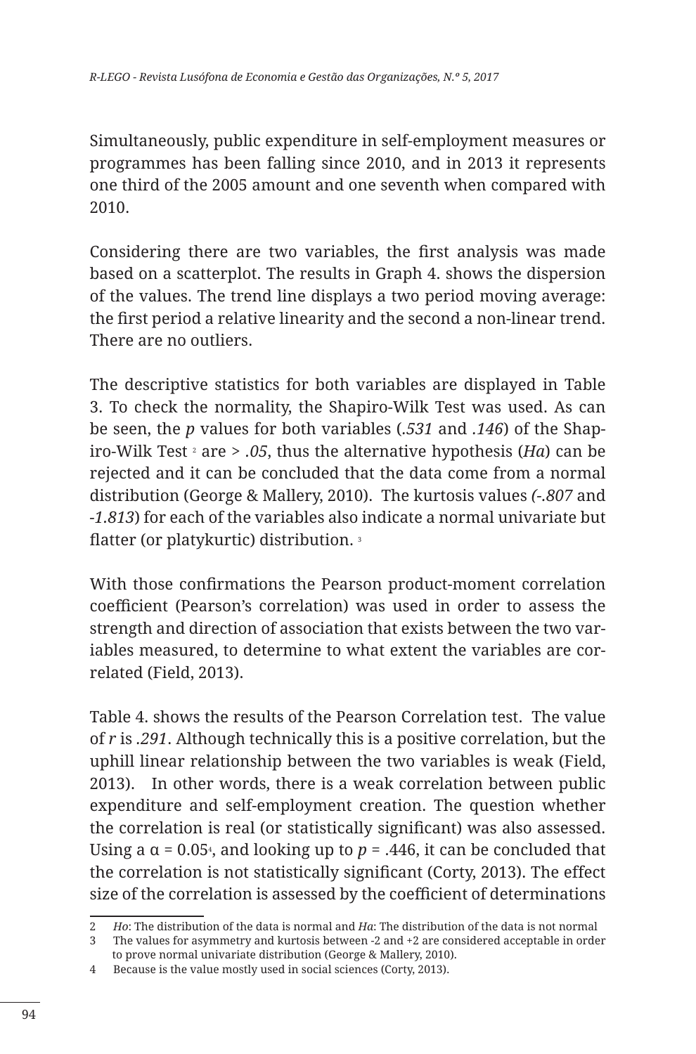Simultaneously, public expenditure in self-employment measures or programmes has been falling since 2010, and in 2013 it represents one third of the 2005 amount and one seventh when compared with 2010.

Considering there are two variables, the first analysis was made based on a scatterplot. The results in Graph 4. shows the dispersion of the values. The trend line displays a two period moving average: the first period a relative linearity and the second a non-linear trend. There are no outliers.

The descriptive statistics for both variables are displayed in Table 3. To check the normality, the Shapiro-Wilk Test was used. As can be seen, the *p* values for both variables (*.531* and *.146*) of the Shapiro-Wilk Test [2] are > *.05*, thus the alternative hypothesis (*Ha*) can be rejected and it can be concluded that the data come from a normal distribution (George & Mallery, 2010). The kurtosis values *(-.807* and *-1.813*) for each of the variables also indicate a normal univariate but flatter (or platykurtic) distribution. [3]

With those confirmations the Pearson product-moment correlation coefficient (Pearson's correlation) was used in order to assess the strength and direction of association that exists between the two variables measured, to determine to what extent the variables are correlated (Field, 2013).

Table 4. shows the results of the Pearson Correlation test. The value of *r* is *.291*. Although technically this is a positive correlation, but the uphill linear relationship between the two variables is weak (Field, 2013). In other words, there is a weak correlation between public expenditure and self-employment creation. The question whether the correlation is real (or statistically significant) was also assessed. Using a $\alpha = 0.05$[4], and looking up to $p = .446$, it can be concluded that the correlation is not statistically significant (Corty, 2013). The effect size of the correlation is assessed by the coefficient of determinations

2 *Ho*: The distribution of the data is normal and *Ha*: The distribution of the data is not normal

3 The values for asymmetry and kurtosis between -2 and +2 are considered acceptable in order to prove normal univariate distribution (George & Mallery, 2010).

4 Because is the value mostly used in social sciences (Corty, 2013).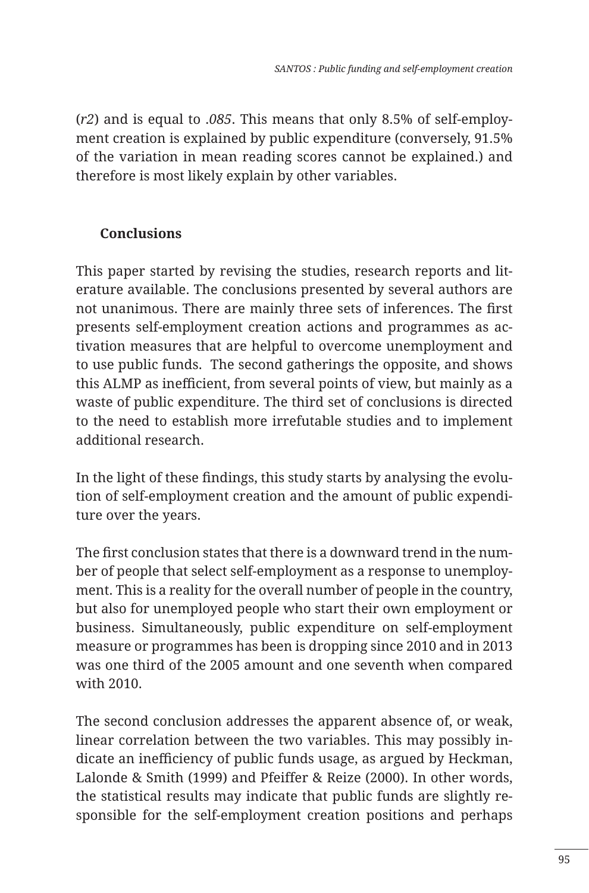(*r2*) and is equal to *.085*. This means that only 8.5% of self-employment creation is explained by public expenditure (conversely, 91.5% of the variation in mean reading scores cannot be explained.) and therefore is most likely explain by other variables.

## Conclusions

This paper started by revising the studies, research reports and literature available. The conclusions presented by several authors are not unanimous. There are mainly three sets of inferences. The first presents self-employment creation actions and programmes as activation measures that are helpful to overcome unemployment and to use public funds. The second gatherings the opposite, and shows this ALMP as inefficient, from several points of view, but mainly as a waste of public expenditure. The third set of conclusions is directed to the need to establish more irrefutable studies and to implement additional research.

In the light of these findings, this study starts by analysing the evolution of self-employment creation and the amount of public expenditure over the years.

The first conclusion states that there is a downward trend in the number of people that select self-employment as a response to unemployment. This is a reality for the overall number of people in the country, but also for unemployed people who start their own employment or business. Simultaneously, public expenditure on self-employment measure or programmes has been is dropping since 2010 and in 2013 was one third of the 2005 amount and one seventh when compared with 2010.

The second conclusion addresses the apparent absence of, or weak, linear correlation between the two variables. This may possibly indicate an inefficiency of public funds usage, as argued by Heckman, Lalonde & Smith (1999) and Pfeiffer & Reize (2000). In other words, the statistical results may indicate that public funds are slightly responsible for the self-employment creation positions and perhaps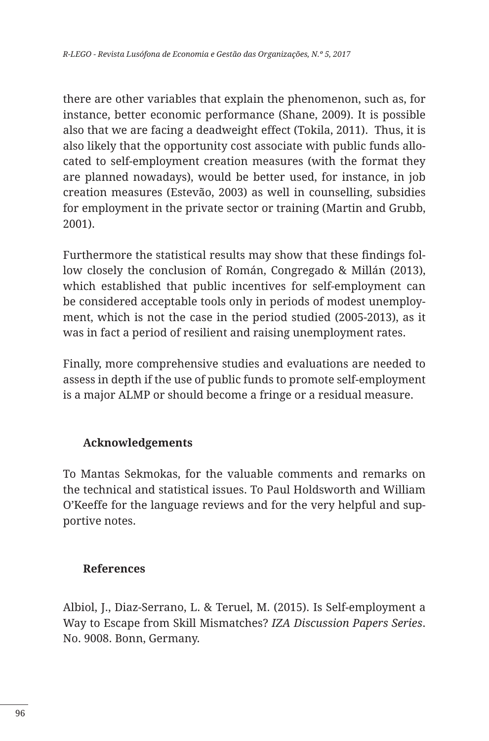there are other variables that explain the phenomenon, such as, for instance, better economic performance (Shane, 2009). It is possible also that we are facing a deadweight effect (Tokila, 2011). Thus, it is also likely that the opportunity cost associate with public funds allocated to self-employment creation measures (with the format they are planned nowadays), would be better used, for instance, in job creation measures (Estevão, 2003) as well in counselling, subsidies for employment in the private sector or training (Martin and Grubb, 2001).

Furthermore the statistical results may show that these findings follow closely the conclusion of Román, Congregado & Millán (2013), which established that public incentives for self-employment can be considered acceptable tools only in periods of modest unemployment, which is not the case in the period studied (2005-2013), as it was in fact a period of resilient and raising unemployment rates.

Finally, more comprehensive studies and evaluations are needed to assess in depth if the use of public funds to promote self-employment is a major ALMP or should become a fringe or a residual measure.

## Acknowledgements

To Mantas Sekmokas, for the valuable comments and remarks on the technical and statistical issues. To Paul Holdsworth and William O'Keeffe for the language reviews and for the very helpful and supportive notes.

## References

Albiol, J., Diaz-Serrano, L. & Teruel, M. (2015). Is Self-employment a Way to Escape from Skill Mismatches? *IZA Discussion Papers Series*. No. 9008. Bonn, Germany.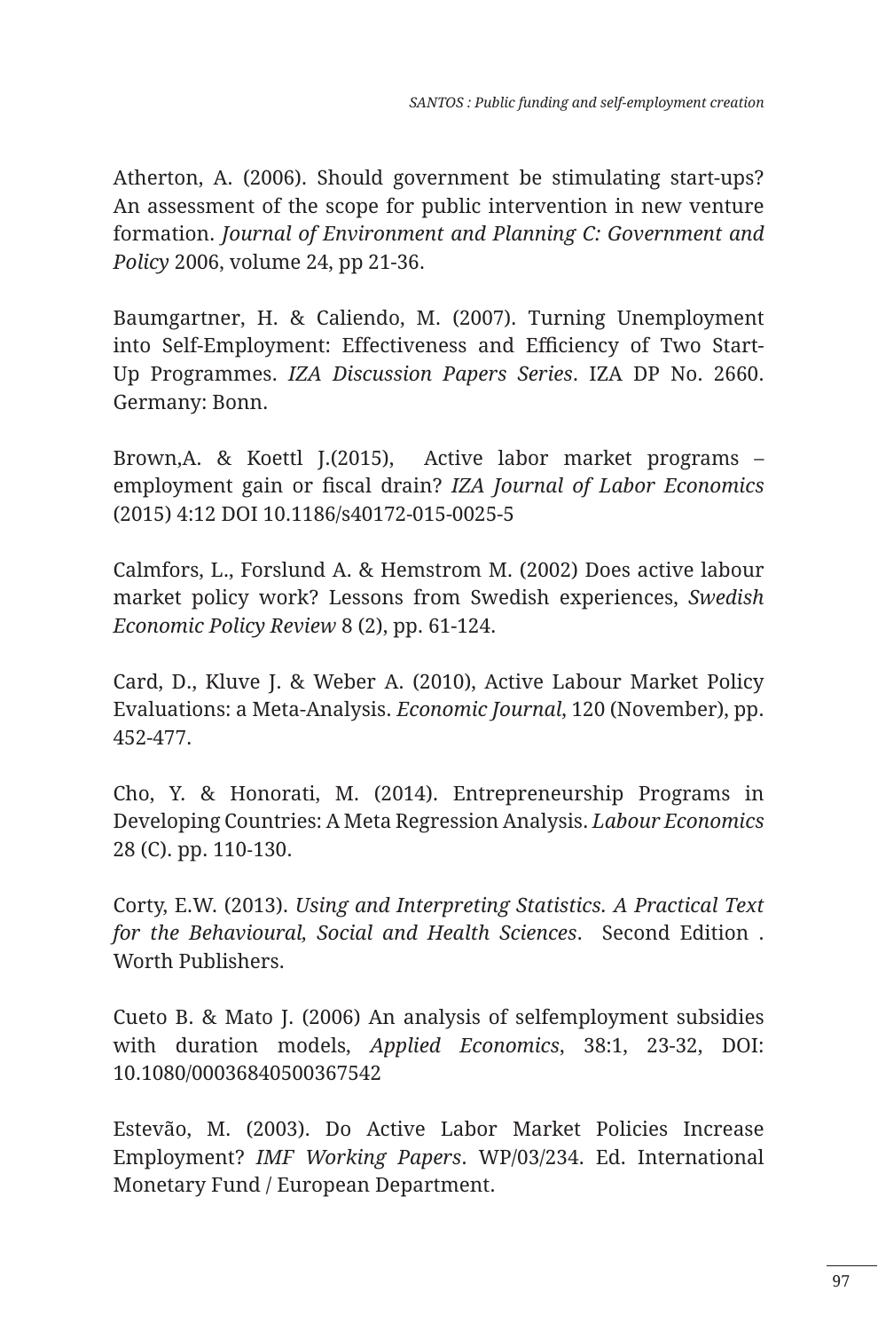Atherton, A. (2006). Should government be stimulating start-ups? An assessment of the scope for public intervention in new venture formation. *Journal of Environment and Planning C: Government and Policy* 2006, volume 24, pp 21-36.

Baumgartner, H. & Caliendo, M. (2007). Turning Unemployment into Self-Employment: Effectiveness and Efficiency of Two Start-Up Programmes. *IZA Discussion Papers Series*. IZA DP No. 2660. Germany: Bonn.

Brown,A. & Koettl J.(2015), Active labor market programs – employment gain or fiscal drain? *IZA Journal of Labor Economics* (2015) 4:12 DOI 10.1186/s40172-015-0025-5

Calmfors, L., Forslund A. & Hemstrom M. (2002) Does active labour market policy work? Lessons from Swedish experiences, *Swedish Economic Policy Review* 8 (2), pp. 61-124.

Card, D., Kluve J. & Weber A. (2010), Active Labour Market Policy Evaluations: a Meta-Analysis. *Economic Journal*, 120 (November), pp. 452-477.

Cho, Y. & Honorati, M. (2014). Entrepreneurship Programs in Developing Countries: A Meta Regression Analysis. *Labour Economics* 28 (C). pp. 110-130.

Corty, E.W. (2013). *Using and Interpreting Statistics. A Practical Text for the Behavioural, Social and Health Sciences*. Second Edition . Worth Publishers.

Cueto B. & Mato J. (2006) An analysis of selfemployment subsidies with duration models, *Applied Economics*, 38:1, 23-32, DOI: 10.1080/00036840500367542

Estevão, M. (2003). Do Active Labor Market Policies Increase Employment? *IMF Working Papers*. WP/03/234. Ed. International Monetary Fund / European Department.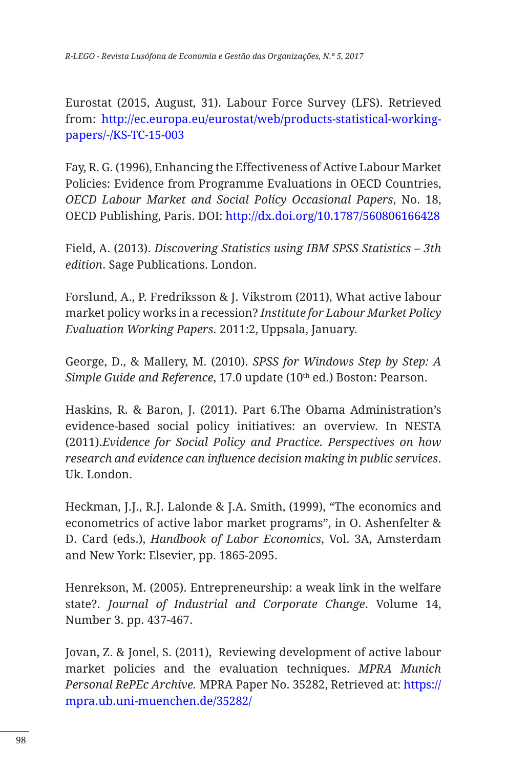Eurostat (2015, August, 31). Labour Force Survey (LFS). Retrieved from: http://ec.europa.eu/eurostat/web/products-statistical-working-papers/-/KS-TC-15-003

Fay, R. G. (1996), Enhancing the Effectiveness of Active Labour Market Policies: Evidence from Programme Evaluations in OECD Countries, *OECD Labour Market and Social Policy Occasional Papers*, No. 18, OECD Publishing, Paris. DOI: http://dx.doi.org/10.1787/560806166428

Field, A. (2013). *Discovering Statistics using IBM SPSS Statistics – 3th edition*. Sage Publications. London.

Forslund, A., P. Fredriksson & J. Vikstrom (2011), What active labour market policy works in a recession? *Institute for Labour Market Policy Evaluation Working Papers.* 2011:2, Uppsala, January.

George, D., & Mallery, M. (2010). *SPSS for Windows Step by Step: A Simple Guide and Reference*, 17.0 update (10th ed.) Boston: Pearson.

Haskins, R. & Baron, J. (2011). Part 6.The Obama Administration's evidence-based social policy initiatives: an overview. In NESTA (2011).*Evidence for Social Policy and Practice. Perspectives on how research and evidence can influence decision making in public services*. Uk. London.

Heckman, J.J., R.J. Lalonde & J.A. Smith, (1999), "The economics and econometrics of active labor market programs", in O. Ashenfelter & D. Card (eds.), *Handbook of Labor Economics*, Vol. 3A, Amsterdam and New York: Elsevier, pp. 1865-2095.

Henrekson, M. (2005). Entrepreneurship: a weak link in the welfare state?. *Journal of Industrial and Corporate Change*. Volume 14, Number 3. pp. 437-467.

Jovan, Z. & Jonel, S. (2011), Reviewing development of active labour market policies and the evaluation techniques. *MPRA Munich Personal RePEc Archive.* MPRA Paper No. 35282, Retrieved at: https://mpra.ub.uni-muenchen.de/35282/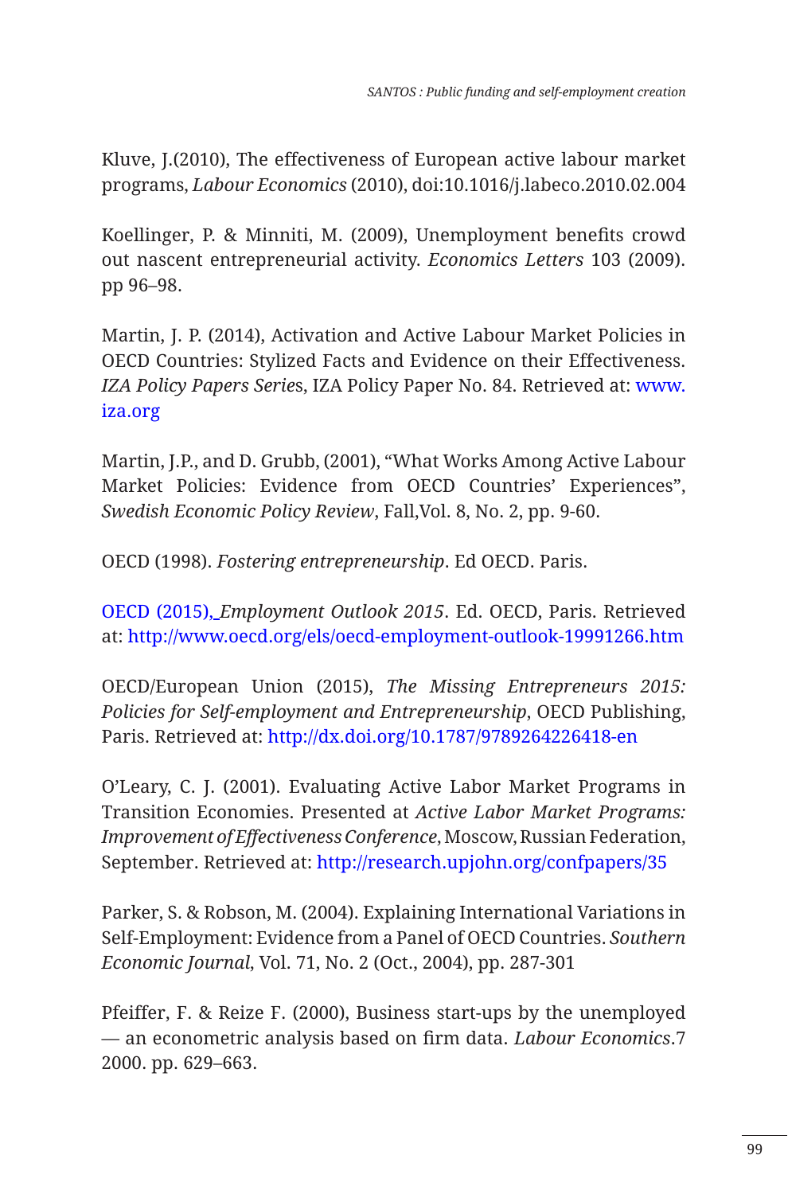Kluve, J.(2010), The effectiveness of European active labour market programs, *Labour Economics* (2010), doi:10.1016/j.labeco.2010.02.004

Koellinger, P. & Minniti, M. (2009), Unemployment benefits crowd out nascent entrepreneurial activity. *Economics Letters* 103 (2009). pp 96–98.

Martin, J. P. (2014), Activation and Active Labour Market Policies in OECD Countries: Stylized Facts and Evidence on their Effectiveness. *IZA Policy Papers Serie*s, IZA Policy Paper No. 84. Retrieved at: www.iza.org

Martin, J.P., and D. Grubb, (2001), "What Works Among Active Labour Market Policies: Evidence from OECD Countries' Experiences", *Swedish Economic Policy Review*, Fall,Vol. 8, No. 2, pp. 9-60.

OECD (1998). *Fostering entrepreneurship*. Ed OECD. Paris.

OECD (2015), *Employment Outlook 2015*. Ed. OECD, Paris. Retrieved at: http://www.oecd.org/els/oecd-employment-outlook-19991266.htm

OECD/European Union (2015), *The Missing Entrepreneurs 2015: Policies for Self-employment and Entrepreneurship*, OECD Publishing, Paris. Retrieved at: http://dx.doi.org/10.1787/9789264226418-en

O'Leary, C. J. (2001). Evaluating Active Labor Market Programs in Transition Economies. Presented at *Active Labor Market Programs: Improvement of Effectiveness Conference*, Moscow, Russian Federation, September. Retrieved at: http://research.upjohn.org/confpapers/35

Parker, S. & Robson, M. (2004). Explaining International Variations in Self-Employment: Evidence from a Panel of OECD Countries. *Southern Economic Journal*, Vol. 71, No. 2 (Oct., 2004), pp. 287-301

Pfeiffer, F. & Reize F. (2000), Business start-ups by the unemployed — an econometric analysis based on firm data. *Labour Economics*.7 2000. pp. 629–663.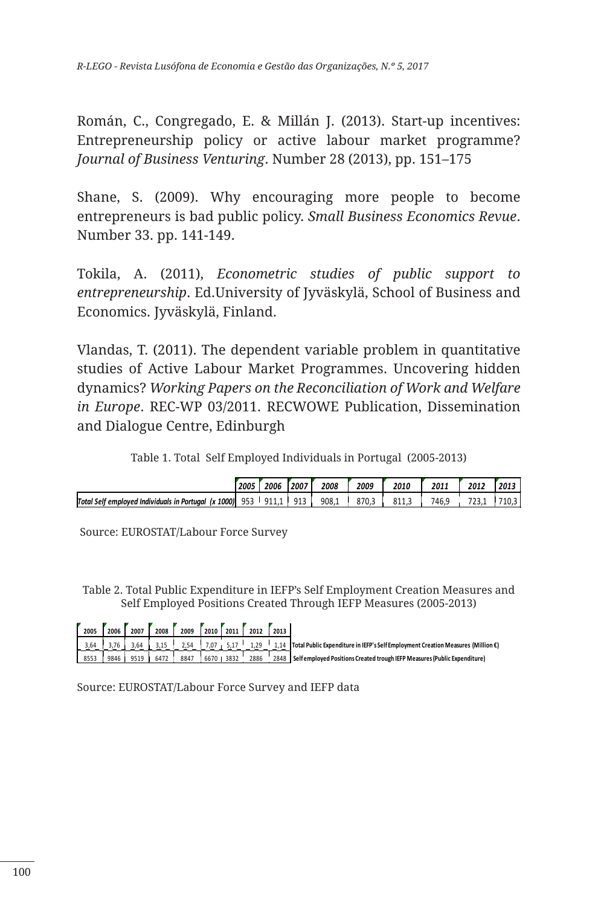Román, C., Congregado, E. & Millán J. (2013). Start-up incentives: Entrepreneurship policy or active labour market programme? *Journal of Business Venturing*. Number 28 (2013), pp. 151–175

Shane, S. (2009). Why encouraging more people to become entrepreneurs is bad public policy. *Small Business Economics Revue*. Number 33. pp. 141-149.

Tokila, A. (2011), *Econometric studies of public support to entrepreneurship*. Ed.University of Jyväskylä, School of Business and Economics. Jyväskylä, Finland.

Vlandas, T. (2011). The dependent variable problem in quantitative studies of Active Labour Market Programmes. Uncovering hidden dynamics? *Working Papers on the Reconciliation of Work and Welfare in Europe*. REC-WP 03/2011. RECWOWE Publication, Dissemination and Dialogue Centre, Edinburgh

Table 1. Total Self Employed Individuals in Portugal (2005-2013)

| | 2005 | 2006 | 2007 | 2008 | 2009 | 2010 | 2011 | 2012 | 2013 |
|---|---|---|---|---|---|---|---|---|---|
| Total Self employed Individuals in Portugal (x 1000) | 953 | 911,1 | 913 | 908,1 | 870,3 | 811,3 | 746,9 | 723,1 | 710,3 |

Source: EUROSTAT/Labour Force Survey

Table 2. Total Public Expenditure in IEFP's Self Employment Creation Measures and Self Employed Positions Created Through IEFP Measures (2005-2013)

| 2005 | 2006 | 2007 | 2008 | 2009 | 2010 | 2011 | 2012 | 2013 | |
|---|---|---|---|---|---|---|---|---|---|
| 3,64 | 3,76 | 3,64 | 3,15 | 2,54 | 7,07 | 5,17 | 1,29 | 1,14 | Total Public Expenditure in IEFP's Self Employment Creation Measures (Million €) |
| 8553 | 9846 | 9519 | 6472 | 8847 | 6670 | 3832 | 2886 | 2848 | Self employed Positions Created trough IEFP Measures (Public Expenditure) |

Source: EUROSTAT/Labour Force Survey and IEFP data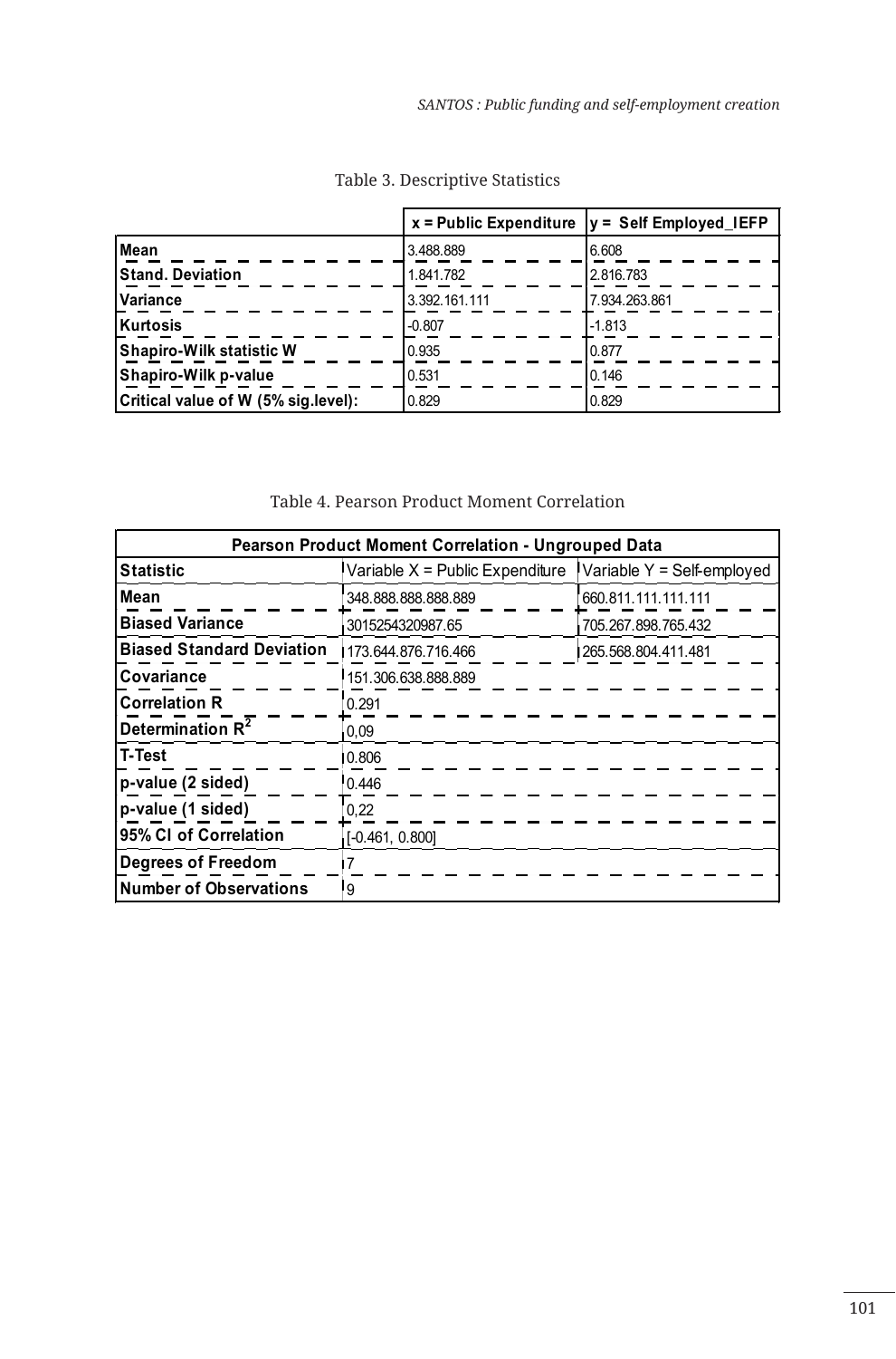Table 3. Descriptive Statistics

| | x = Public Expenditure | y = Self Employed_IEFP |
|---|---|---|
| **Mean** | 3.488.889 | 6.608 |
| **Stand. Deviation** | 1.841.782 | 2.816.783 |
| **Variance** | 3.392.161.111 | 7.934.263.861 |
| **Kurtosis** | -0.807 | -1.813 |
| **Shapiro-Wilk statistic W** | 0.935 | 0.877 |
| **Shapiro-Wilk p-value** | 0.531 | 0.146 |
| **Critical value of W (5% sig.level):** | 0.829 | 0.829 |

Table 4. Pearson Product Moment Correlation

| Pearson Product Moment Correlation - Ungrouped Data | | |
|---|---|---|
| **Statistic** | Variable X = Public Expenditure | Variable Y = Self-employed |
| **Mean** | 348.888.888.888.889 | 660.811.111.111.111 |
| **Biased Variance** | 3015254320987.65 | 705.267.898.765.432 |
| **Biased Standard Deviation** | 173.644.876.716.466 | 265.568.804.411.481 |
| **Covariance** | 151.306.638.888.889 | |
| **Correlation R** | 0.291 | |
| **Determination $R^2$** | 0,09 | |
| **T-Test** | 0.806 | |
| **p-value (2 sided)** | 0.446 | |
| **p-value (1 sided)** | 0,22 | |
| **95% CI of Correlation** | [-0.461, 0.800] | |
| **Degrees of Freedom** | 7 | |
| **Number of Observations** | 9 | |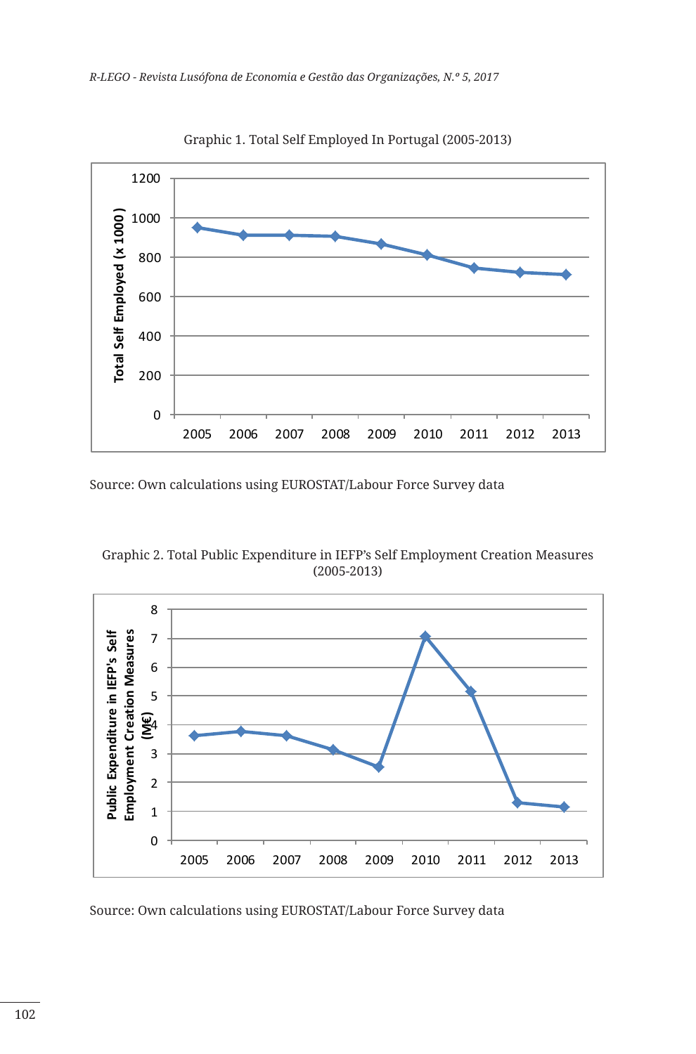Graphic 1. Total Self Employed In Portugal (2005-2013)

Source: Own calculations using EUROSTAT/Labour Force Survey data

Graphic 2. Total Public Expenditure in IEFP's Self Employment Creation Measures (2005-2013)

Source: Own calculations using EUROSTAT/Labour Force Survey data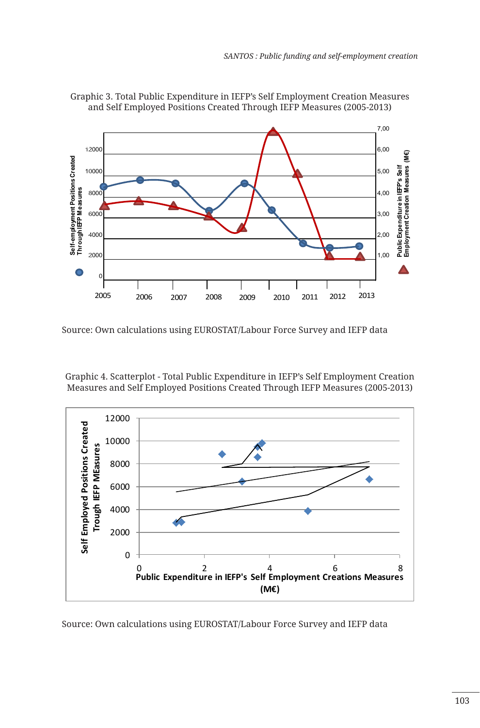Graphic 3. Total Public Expenditure in IEFP's Self Employment Creation Measures and Self Employed Positions Created Through IEFP Measures (2005-2013)

Self-employment Positions Created Through IEFP Measures

12000
10000
8000
6000
4000
2000
0

Public Expenditure in IEFP's Self Employment Creation Measures (M€)

7,00
6,00
5,00
4,00
3,00
2,00
1,00

2005 2006 2007 2008 2009 2010 2011 2012 2013

Source: Own calculations using EUROSTAT/Labour Force Survey and IEFP data

Graphic 4. Scatterplot - Total Public Expenditure in IEFP's Self Employment Creation Measures and Self Employed Positions Created Through IEFP Measures (2005-2013)

Self Employed Positions Created Trough IEFP MEasures

12000
10000
8000
6000
4000
2000
0

0 2 4 6 8

Public Expenditure in IEFP's Self Employment Creations Measures (M€)

Source: Own calculations using EUROSTAT/Labour Force Survey and IEFP data